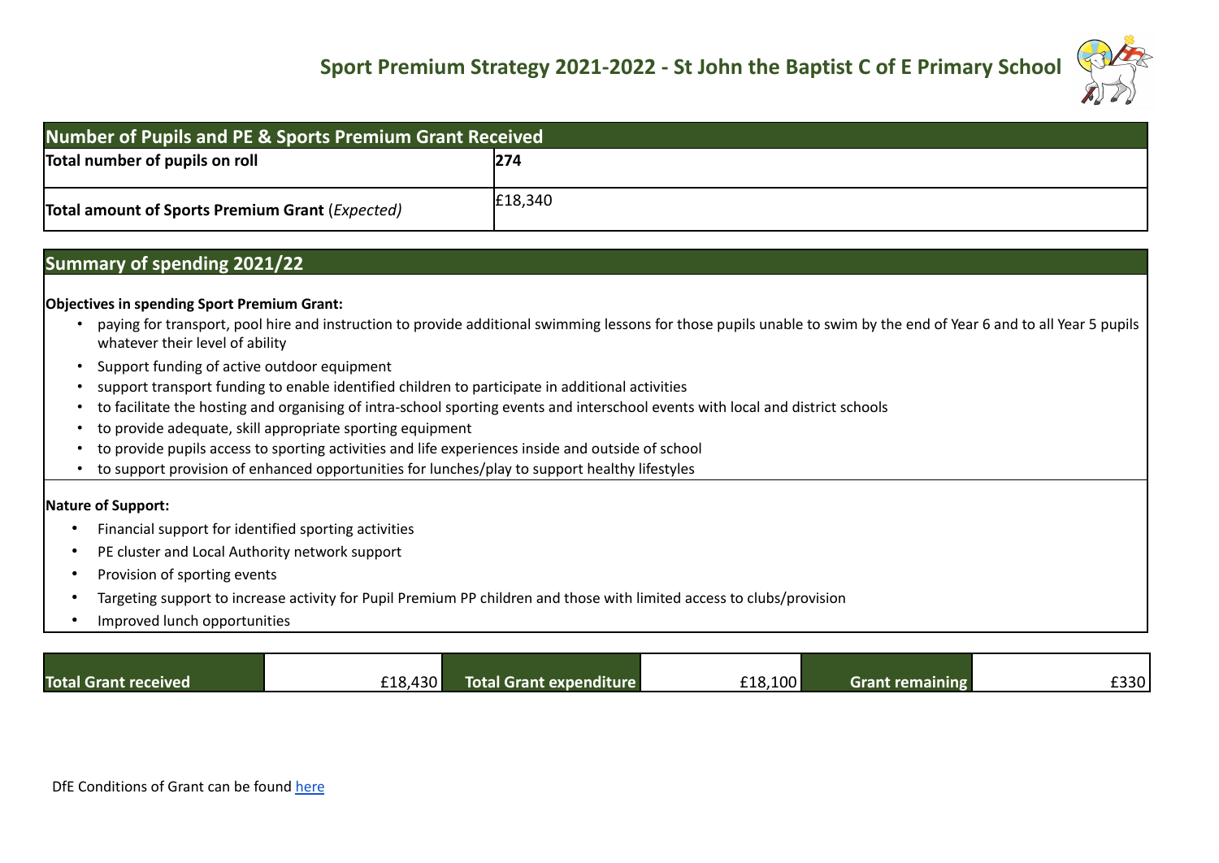# Sport Premium Strategy 2021-2022 - St John the Baptist C of E Primary School

| Number of Pupils and PE & Sports Premium Grant Received | |
|---|---|
| **Total number of pupils on roll** | **274** |
| **Total amount of Sports Premium Grant** (*Expected*) | £18,340 |

## Summary of spending 2021/22

**Objectives in spending Sport Premium Grant:**

- paying for transport, pool hire and instruction to provide additional swimming lessons for those pupils unable to swim by the end of Year 6 and to all Year 5 pupils whatever their level of ability
- Support funding of active outdoor equipment
- support transport funding to enable identified children to participate in additional activities
- to facilitate the hosting and organising of intra-school sporting events and interschool events with local and district schools
- to provide adequate, skill appropriate sporting equipment
- to provide pupils access to sporting activities and life experiences inside and outside of school
- to support provision of enhanced opportunities for lunches/play to support healthy lifestyles

**Nature of Support:**

- Financial support for identified sporting activities
- PE cluster and Local Authority network support
- Provision of sporting events
- Targeting support to increase activity for Pupil Premium PP children and those with limited access to clubs/provision
- Improved lunch opportunities

| Total Grant received | £18,430 | Total Grant expenditure | £18,100 | Grant remaining | £330 |
|---|---|---|---|---|---|

DfE Conditions of Grant can be found here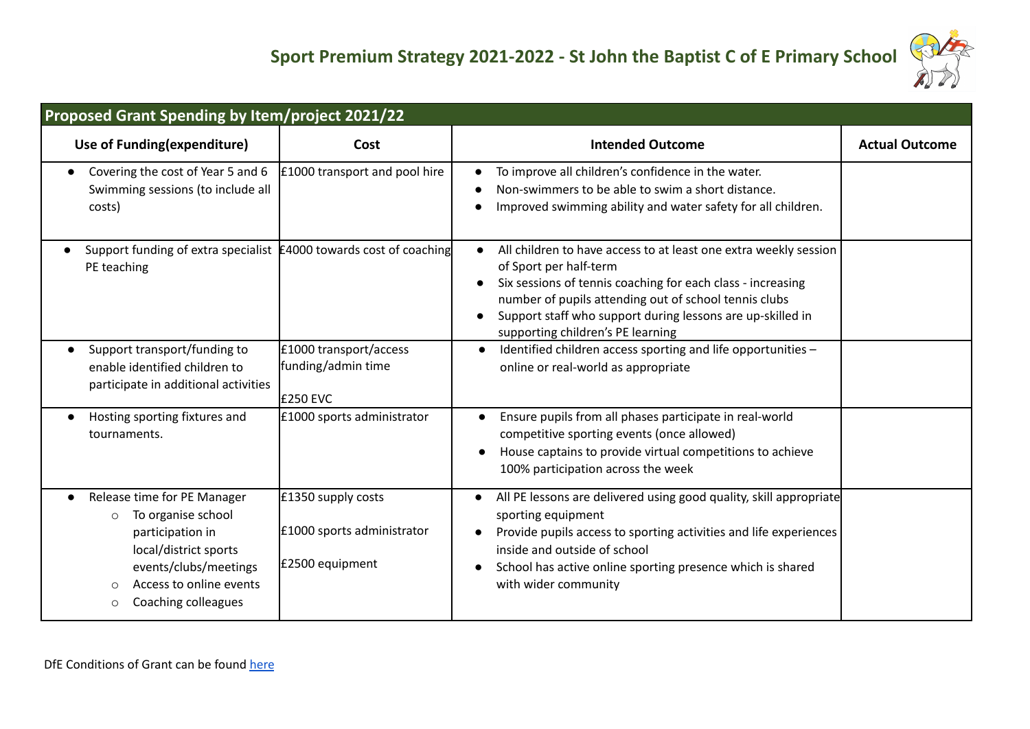## Sport Premium Strategy 2021-2022 - St John the Baptist C of E Primary School

| Proposed Grant Spending by Item/project 2021/22 | | | |
|---|---|---|---|
| **Use of Funding(expenditure)** | **Cost** | **Intended Outcome** | **Actual Outcome** |
| • Covering the cost of Year 5 and 6 Swimming sessions (to include all costs) | £1000 transport and pool hire | • To improve all children's confidence in the water.<br>• Non-swimmers to be able to swim a short distance.<br>• Improved swimming ability and water safety for all children. | |
| • Support funding of extra specialist PE teaching | £4000 towards cost of coaching | • All children to have access to at least one extra weekly session of Sport per half-term<br>• Six sessions of tennis coaching for each class - increasing number of pupils attending out of school tennis clubs<br>• Support staff who support during lessons are up-skilled in supporting children's PE learning | |
| • Support transport/funding to enable identified children to participate in additional activities | £1000 transport/access funding/admin time<br><br>£250 EVC | • Identified children access sporting and life opportunities – online or real-world as appropriate | |
| • Hosting sporting fixtures and tournaments. | £1000 sports administrator | • Ensure pupils from all phases participate in real-world competitive sporting events (once allowed)<br>• House captains to provide virtual competitions to achieve 100% participation across the week | |
| • Release time for PE Manager<br>&nbsp;&nbsp;○ To organise school participation in local/district sports events/clubs/meetings<br>&nbsp;&nbsp;○ Access to online events<br>&nbsp;&nbsp;○ Coaching colleagues | £1350 supply costs<br><br>£1000 sports administrator<br><br>£2500 equipment | • All PE lessons are delivered using good quality, skill appropriate sporting equipment<br>• Provide pupils access to sporting activities and life experiences inside and outside of school<br>• School has active online sporting presence which is shared with wider community | |

DfE Conditions of Grant can be found [here]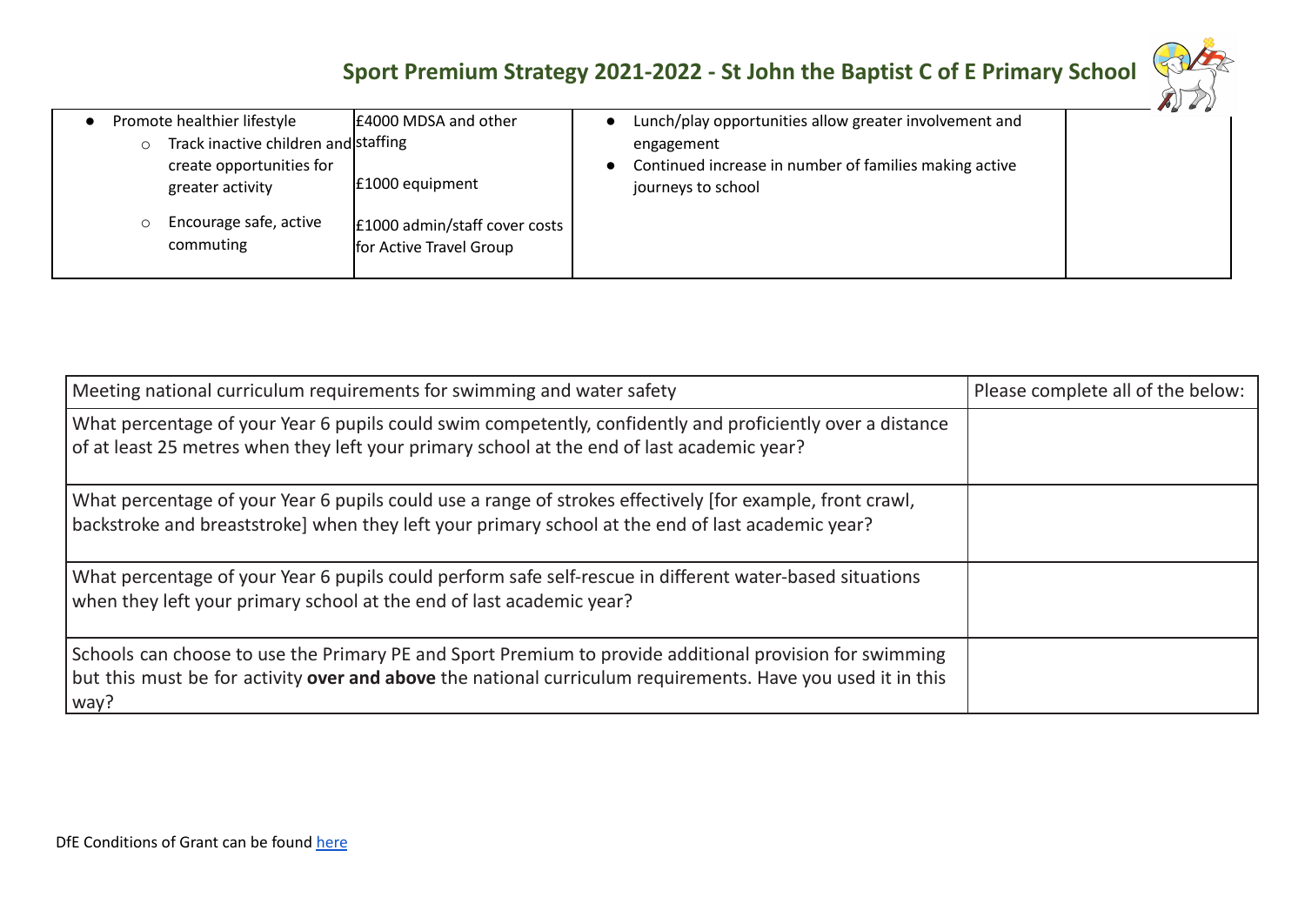## Sport Premium Strategy 2021-2022 - St John the Baptist C of E Primary School

| | | | |
|---|---|---|---|
| • Promote healthier lifestyle<br>◦ Track inactive children and create opportunities for greater activity<br>◦ Encourage safe, active commuting | £4000 MDSA and other staffing<br><br>£1000 equipment<br><br>£1000 admin/staff cover costs for Active Travel Group | • Lunch/play opportunities allow greater involvement and engagement<br>• Continued increase in number of families making active journeys to school | |

| Meeting national curriculum requirements for swimming and water safety | Please complete all of the below: |
|---|---|
| What percentage of your Year 6 pupils could swim competently, confidently and proficiently over a distance of at least 25 metres when they left your primary school at the end of last academic year? | |
| What percentage of your Year 6 pupils could use a range of strokes effectively [for example, front crawl, backstroke and breaststroke] when they left your primary school at the end of last academic year? | |
| What percentage of your Year 6 pupils could perform safe self-rescue in different water-based situations when they left your primary school at the end of last academic year? | |
| Schools can choose to use the Primary PE and Sport Premium to provide additional provision for swimming but this must be for activity **over and above** the national curriculum requirements. Have you used it in this way? | |

DfE Conditions of Grant can be found here